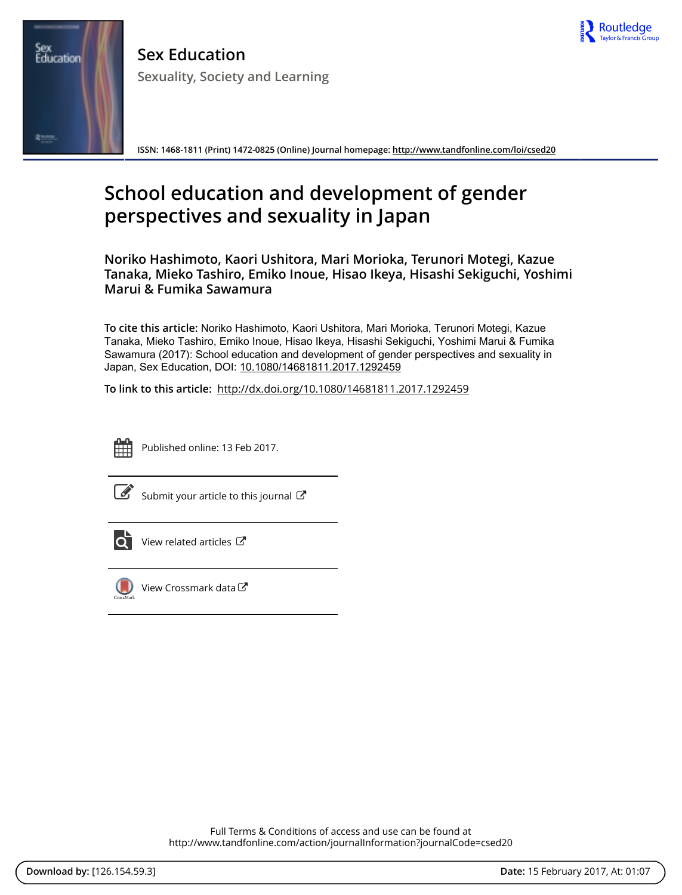Sex Education

Sexuality, Society and Learning

ISSN: 1468-1811 (Print) 1472-0825 (Online) Journal homepage: http://www.tandfonline.com/loi/csed20

# School education and development of gender perspectives and sexuality in Japan

**Noriko Hashimoto, Kaori Ushitora, Mari Morioka, Terunori Motegi, Kazue Tanaka, Mieko Tashiro, Emiko Inoue, Hisao Ikeya, Hisashi Sekiguchi, Yoshimi Marui & Fumika Sawamura**

**To cite this article:** Noriko Hashimoto, Kaori Ushitora, Mari Morioka, Terunori Motegi, Kazue Tanaka, Mieko Tashiro, Emiko Inoue, Hisao Ikeya, Hisashi Sekiguchi, Yoshimi Marui & Fumika Sawamura (2017): School education and development of gender perspectives and sexuality in Japan, Sex Education, DOI: 10.1080/14681811.2017.1292459

**To link to this article:** http://dx.doi.org/10.1080/14681811.2017.1292459

Published online: 13 Feb 2017.

Submit your article to this journal

View related articles

View Crossmark data

Full Terms & Conditions of access and use can be found at
http://www.tandfonline.com/action/journalInformation?journalCode=csed20

**Download by:** [126.154.59.3] **Date:** 15 February 2017, At: 01:07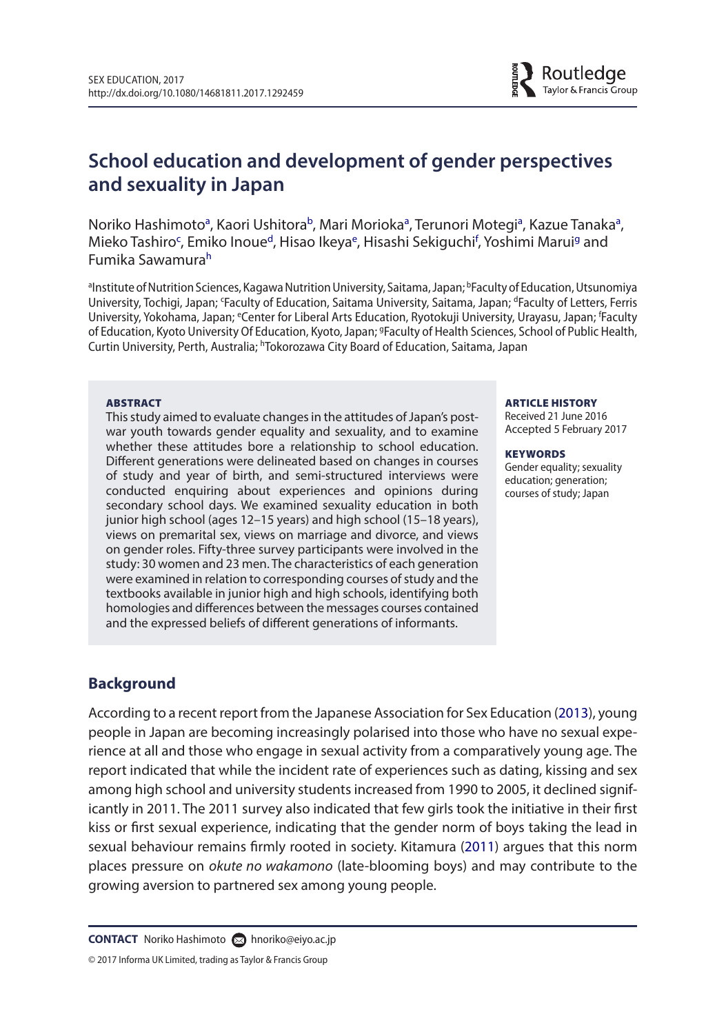# School education and development of gender perspectives and sexuality in Japan

Noriko Hashimoto[a], Kaori Ushitora[b], Mari Morioka[a], Terunori Motegi[a], Kazue Tanaka[a], Mieko Tashiro[c], Emiko Inoue[d], Hisao Ikeya[e], Hisashi Sekiguchi[f], Yoshimi Marui[g] and Fumika Sawamura[h]

[a]Institute of Nutrition Sciences, Kagawa Nutrition University, Saitama, Japan; [b]Faculty of Education, Utsunomiya University, Tochigi, Japan; [c]Faculty of Education, Saitama University, Saitama, Japan; [d]Faculty of Letters, Ferris University, Yokohama, Japan; [e]Center for Liberal Arts Education, Ryotokuji University, Urayasu, Japan; [f]Faculty of Education, Kyoto University Of Education, Kyoto, Japan; [g]Faculty of Health Sciences, School of Public Health, Curtin University, Perth, Australia; [h]Tokorozawa City Board of Education, Saitama, Japan

**ABSTRACT**

This study aimed to evaluate changes in the attitudes of Japan's post-war youth towards gender equality and sexuality, and to examine whether these attitudes bore a relationship to school education. Different generations were delineated based on changes in courses of study and year of birth, and semi-structured interviews were conducted enquiring about experiences and opinions during secondary school days. We examined sexuality education in both junior high school (ages 12–15 years) and high school (15–18 years), views on premarital sex, views on marriage and divorce, and views on gender roles. Fifty-three survey participants were involved in the study: 30 women and 23 men. The characteristics of each generation were examined in relation to corresponding courses of study and the textbooks available in junior high and high schools, identifying both homologies and differences between the messages courses contained and the expressed beliefs of different generations of informants.

**ARTICLE HISTORY**

Received 21 June 2016
Accepted 5 February 2017

**KEYWORDS**

Gender equality; sexuality education; generation; courses of study; Japan

## Background

According to a recent report from the Japanese Association for Sex Education (2013), young people in Japan are becoming increasingly polarised into those who have no sexual experience at all and those who engage in sexual activity from a comparatively young age. The report indicated that while the incident rate of experiences such as dating, kissing and sex among high school and university students increased from 1990 to 2005, it declined significantly in 2011. The 2011 survey also indicated that few girls took the initiative in their first kiss or first sexual experience, indicating that the gender norm of boys taking the lead in sexual behaviour remains firmly rooted in society. Kitamura (2011) argues that this norm places pressure on *okute no wakamono* (late-blooming boys) and may contribute to the growing aversion to partnered sex among young people.

**CONTACT** Noriko Hashimoto hnoriko@eiyo.ac.jp

© 2017 Informa UK Limited, trading as Taylor & Francis Group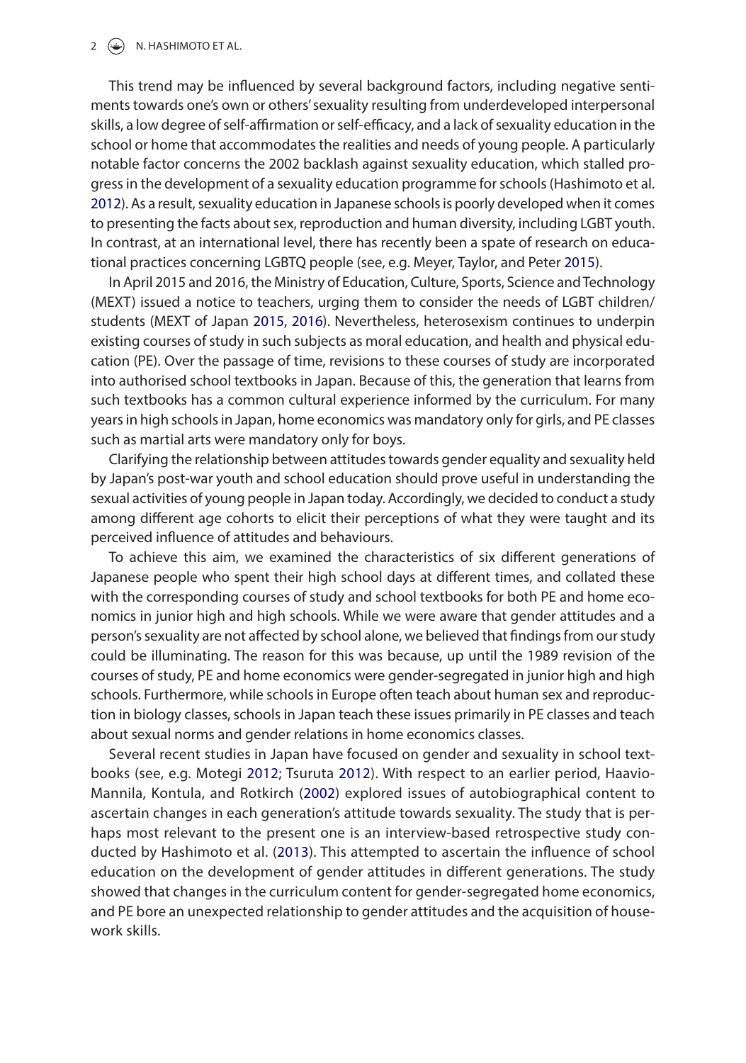This trend may be influenced by several background factors, including negative sentiments towards one's own or others' sexuality resulting from underdeveloped interpersonal skills, a low degree of self-affirmation or self-efficacy, and a lack of sexuality education in the school or home that accommodates the realities and needs of young people. A particularly notable factor concerns the 2002 backlash against sexuality education, which stalled progress in the development of a sexuality education programme for schools (Hashimoto et al. 2012). As a result, sexuality education in Japanese schools is poorly developed when it comes to presenting the facts about sex, reproduction and human diversity, including LGBT youth. In contrast, at an international level, there has recently been a spate of research on educational practices concerning LGBTQ people (see, e.g. Meyer, Taylor, and Peter 2015).

In April 2015 and 2016, the Ministry of Education, Culture, Sports, Science and Technology (MEXT) issued a notice to teachers, urging them to consider the needs of LGBT children/students (MEXT of Japan 2015, 2016). Nevertheless, heterosexism continues to underpin existing courses of study in such subjects as moral education, and health and physical education (PE). Over the passage of time, revisions to these courses of study are incorporated into authorised school textbooks in Japan. Because of this, the generation that learns from such textbooks has a common cultural experience informed by the curriculum. For many years in high schools in Japan, home economics was mandatory only for girls, and PE classes such as martial arts were mandatory only for boys.

Clarifying the relationship between attitudes towards gender equality and sexuality held by Japan's post-war youth and school education should prove useful in understanding the sexual activities of young people in Japan today. Accordingly, we decided to conduct a study among different age cohorts to elicit their perceptions of what they were taught and its perceived influence of attitudes and behaviours.

To achieve this aim, we examined the characteristics of six different generations of Japanese people who spent their high school days at different times, and collated these with the corresponding courses of study and school textbooks for both PE and home economics in junior high and high schools. While we were aware that gender attitudes and a person's sexuality are not affected by school alone, we believed that findings from our study could be illuminating. The reason for this was because, up until the 1989 revision of the courses of study, PE and home economics were gender-segregated in junior high and high schools. Furthermore, while schools in Europe often teach about human sex and reproduction in biology classes, schools in Japan teach these issues primarily in PE classes and teach about sexual norms and gender relations in home economics classes.

Several recent studies in Japan have focused on gender and sexuality in school textbooks (see, e.g. Motegi 2012; Tsuruta 2012). With respect to an earlier period, Haavio-Mannila, Kontula, and Rotkirch (2002) explored issues of autobiographical content to ascertain changes in each generation's attitude towards sexuality. The study that is perhaps most relevant to the present one is an interview-based retrospective study conducted by Hashimoto et al. (2013). This attempted to ascertain the influence of school education on the development of gender attitudes in different generations. The study showed that changes in the curriculum content for gender-segregated home economics, and PE bore an unexpected relationship to gender attitudes and the acquisition of housework skills.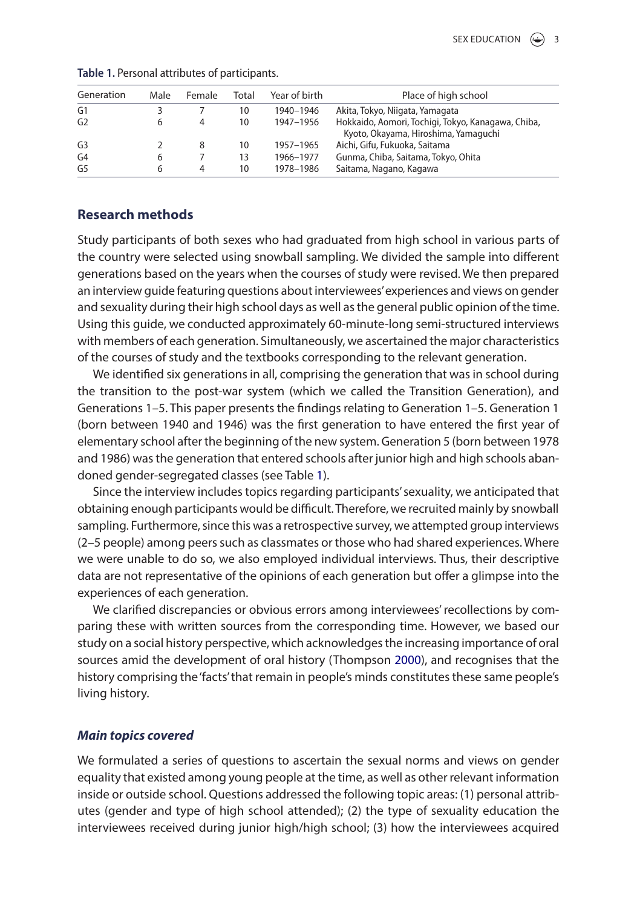**Table 1.** Personal attributes of participants.

| Generation | Male | Female | Total | Year of birth | Place of high school |
|---|---|---|---|---|---|
| G1 | 3 | 7 | 10 | 1940–1946 | Akita, Tokyo, Niigata, Yamagata |
| G2 | 6 | 4 | 10 | 1947–1956 | Hokkaido, Aomori, Tochigi, Tokyo, Kanagawa, Chiba, Kyoto, Okayama, Hiroshima, Yamaguchi |
| G3 | 2 | 8 | 10 | 1957–1965 | Aichi, Gifu, Fukuoka, Saitama |
| G4 | 6 | 7 | 13 | 1966–1977 | Gunma, Chiba, Saitama, Tokyo, Ohita |
| G5 | 6 | 4 | 10 | 1978–1986 | Saitama, Nagano, Kagawa |

## Research methods

Study participants of both sexes who had graduated from high school in various parts of the country were selected using snowball sampling. We divided the sample into different generations based on the years when the courses of study were revised. We then prepared an interview guide featuring questions about interviewees' experiences and views on gender and sexuality during their high school days as well as the general public opinion of the time. Using this guide, we conducted approximately 60-minute-long semi-structured interviews with members of each generation. Simultaneously, we ascertained the major characteristics of the courses of study and the textbooks corresponding to the relevant generation.

We identified six generations in all, comprising the generation that was in school during the transition to the post-war system (which we called the Transition Generation), and Generations 1–5. This paper presents the findings relating to Generation 1–5. Generation 1 (born between 1940 and 1946) was the first generation to have entered the first year of elementary school after the beginning of the new system. Generation 5 (born between 1978 and 1986) was the generation that entered schools after junior high and high schools abandoned gender-segregated classes (see Table 1).

Since the interview includes topics regarding participants' sexuality, we anticipated that obtaining enough participants would be difficult. Therefore, we recruited mainly by snowball sampling. Furthermore, since this was a retrospective survey, we attempted group interviews (2–5 people) among peers such as classmates or those who had shared experiences. Where we were unable to do so, we also employed individual interviews. Thus, their descriptive data are not representative of the opinions of each generation but offer a glimpse into the experiences of each generation.

We clarified discrepancies or obvious errors among interviewees' recollections by comparing these with written sources from the corresponding time. However, we based our study on a social history perspective, which acknowledges the increasing importance of oral sources amid the development of oral history (Thompson 2000), and recognises that the history comprising the 'facts' that remain in people's minds constitutes these same people's living history.

### *Main topics covered*

We formulated a series of questions to ascertain the sexual norms and views on gender equality that existed among young people at the time, as well as other relevant information inside or outside school. Questions addressed the following topic areas: (1) personal attributes (gender and type of high school attended); (2) the type of sexuality education the interviewees received during junior high/high school; (3) how the interviewees acquired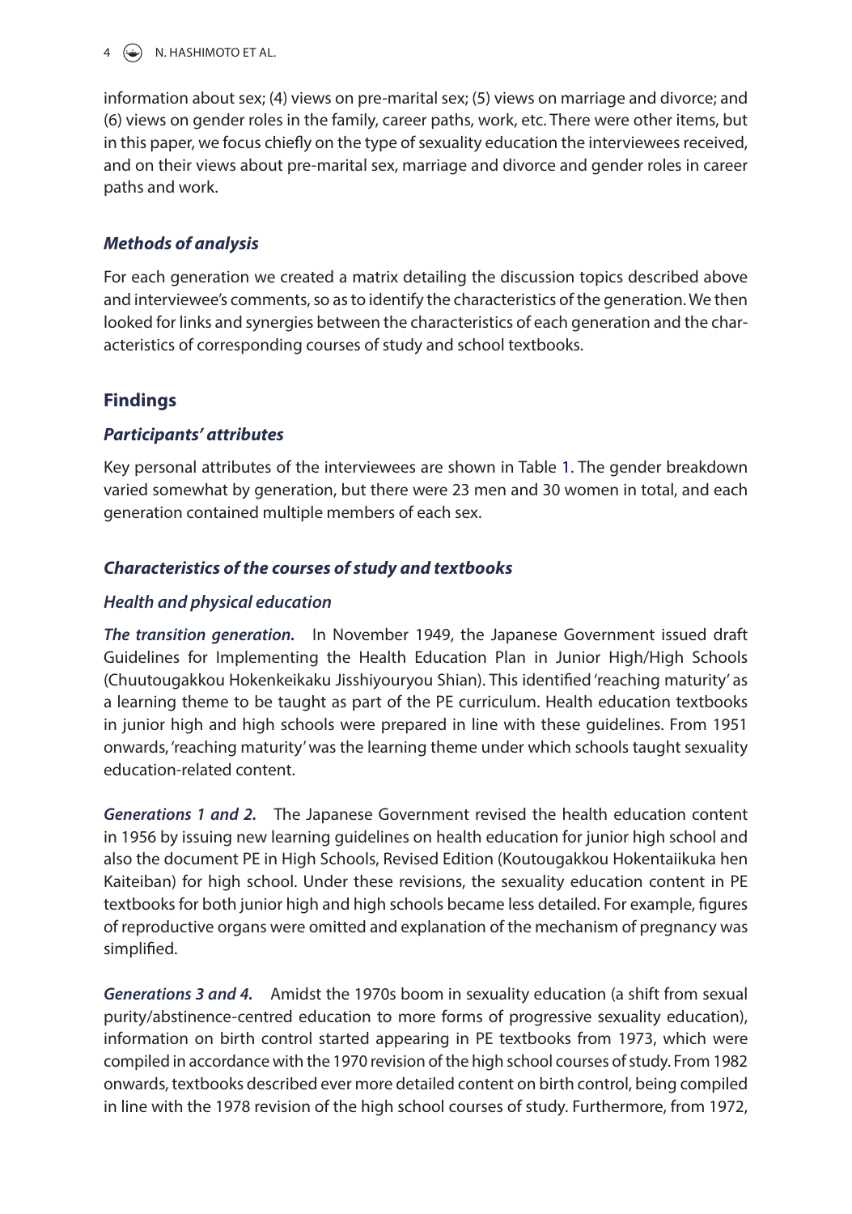information about sex; (4) views on pre-marital sex; (5) views on marriage and divorce; and (6) views on gender roles in the family, career paths, work, etc. There were other items, but in this paper, we focus chiefly on the type of sexuality education the interviewees received, and on their views about pre-marital sex, marriage and divorce and gender roles in career paths and work.

### *Methods of analysis*

For each generation we created a matrix detailing the discussion topics described above and interviewee's comments, so as to identify the characteristics of the generation. We then looked for links and synergies between the characteristics of each generation and the characteristics of corresponding courses of study and school textbooks.

## Findings

### *Participants' attributes*

Key personal attributes of the interviewees are shown in Table 1. The gender breakdown varied somewhat by generation, but there were 23 men and 30 women in total, and each generation contained multiple members of each sex.

### *Characteristics of the courses of study and textbooks*

#### *Health and physical education*

***The transition generation.*** In November 1949, the Japanese Government issued draft Guidelines for Implementing the Health Education Plan in Junior High/High Schools (Chuutougakkou Hokenkeikaku Jisshiyouryou Shian). This identified 'reaching maturity' as a learning theme to be taught as part of the PE curriculum. Health education textbooks in junior high and high schools were prepared in line with these guidelines. From 1951 onwards, 'reaching maturity' was the learning theme under which schools taught sexuality education-related content.

***Generations 1 and 2.*** The Japanese Government revised the health education content in 1956 by issuing new learning guidelines on health education for junior high school and also the document PE in High Schools, Revised Edition (Koutougakkou Hokentaiikuka hen Kaiteiban) for high school. Under these revisions, the sexuality education content in PE textbooks for both junior high and high schools became less detailed. For example, figures of reproductive organs were omitted and explanation of the mechanism of pregnancy was simplified.

***Generations 3 and 4.*** Amidst the 1970s boom in sexuality education (a shift from sexual purity/abstinence-centred education to more forms of progressive sexuality education), information on birth control started appearing in PE textbooks from 1973, which were compiled in accordance with the 1970 revision of the high school courses of study. From 1982 onwards, textbooks described ever more detailed content on birth control, being compiled in line with the 1978 revision of the high school courses of study. Furthermore, from 1972,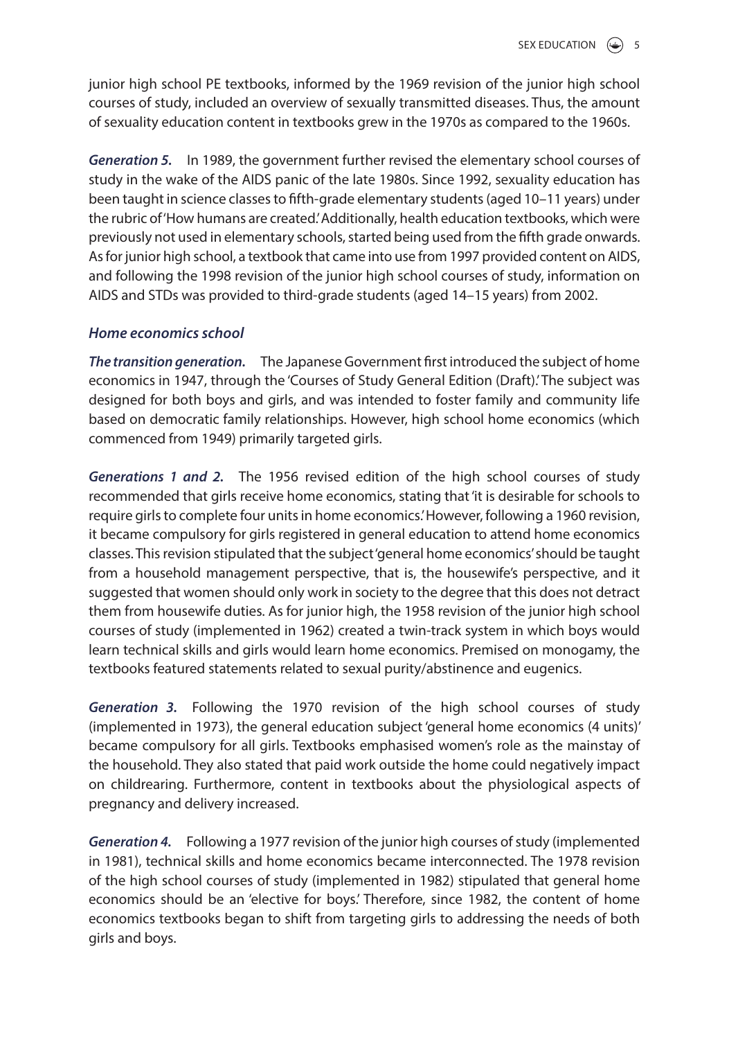junior high school PE textbooks, informed by the 1969 revision of the junior high school courses of study, included an overview of sexually transmitted diseases. Thus, the amount of sexuality education content in textbooks grew in the 1970s as compared to the 1960s.

***Generation 5.*** In 1989, the government further revised the elementary school courses of study in the wake of the AIDS panic of the late 1980s. Since 1992, sexuality education has been taught in science classes to fifth-grade elementary students (aged 10–11 years) under the rubric of 'How humans are created.' Additionally, health education textbooks, which were previously not used in elementary schools, started being used from the fifth grade onwards. As for junior high school, a textbook that came into use from 1997 provided content on AIDS, and following the 1998 revision of the junior high school courses of study, information on AIDS and STDs was provided to third-grade students (aged 14–15 years) from 2002.

### *Home economics school*

***The transition generation.*** The Japanese Government first introduced the subject of home economics in 1947, through the 'Courses of Study General Edition (Draft).' The subject was designed for both boys and girls, and was intended to foster family and community life based on democratic family relationships. However, high school home economics (which commenced from 1949) primarily targeted girls.

***Generations 1 and 2.*** The 1956 revised edition of the high school courses of study recommended that girls receive home economics, stating that 'it is desirable for schools to require girls to complete four units in home economics.' However, following a 1960 revision, it became compulsory for girls registered in general education to attend home economics classes. This revision stipulated that the subject 'general home economics' should be taught from a household management perspective, that is, the housewife's perspective, and it suggested that women should only work in society to the degree that this does not detract them from housewife duties. As for junior high, the 1958 revision of the junior high school courses of study (implemented in 1962) created a twin-track system in which boys would learn technical skills and girls would learn home economics. Premised on monogamy, the textbooks featured statements related to sexual purity/abstinence and eugenics.

***Generation 3.*** Following the 1970 revision of the high school courses of study (implemented in 1973), the general education subject 'general home economics (4 units)' became compulsory for all girls. Textbooks emphasised women's role as the mainstay of the household. They also stated that paid work outside the home could negatively impact on childrearing. Furthermore, content in textbooks about the physiological aspects of pregnancy and delivery increased.

***Generation 4.*** Following a 1977 revision of the junior high courses of study (implemented in 1981), technical skills and home economics became interconnected. The 1978 revision of the high school courses of study (implemented in 1982) stipulated that general home economics should be an 'elective for boys.' Therefore, since 1982, the content of home economics textbooks began to shift from targeting girls to addressing the needs of both girls and boys.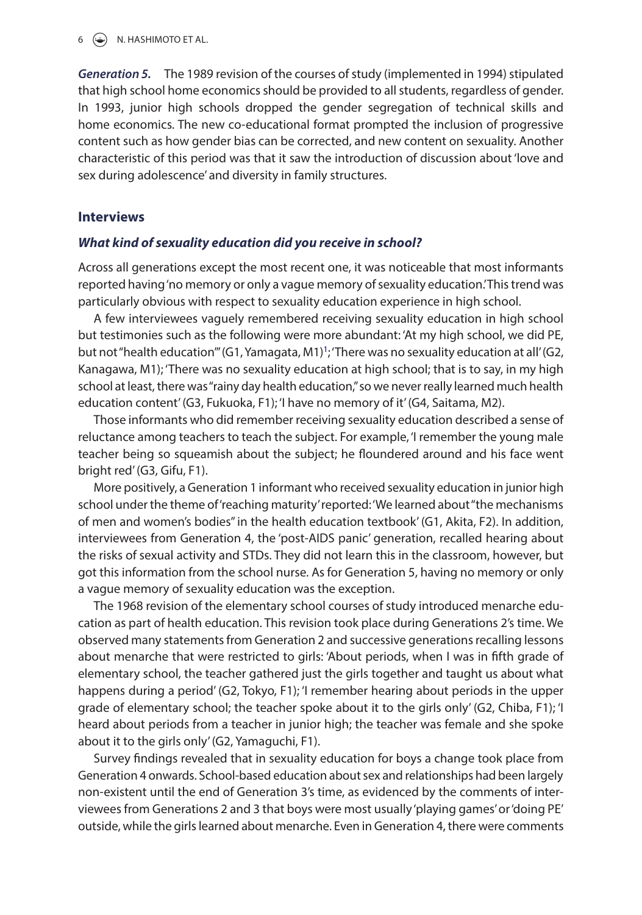***Generation 5*****.** The 1989 revision of the courses of study (implemented in 1994) stipulated that high school home economics should be provided to all students, regardless of gender. In 1993, junior high schools dropped the gender segregation of technical skills and home economics. The new co-educational format prompted the inclusion of progressive content such as how gender bias can be corrected, and new content on sexuality. Another characteristic of this period was that it saw the introduction of discussion about 'love and sex during adolescence' and diversity in family structures.

## Interviews

### *What kind of sexuality education did you receive in school?*

Across all generations except the most recent one, it was noticeable that most informants reported having 'no memory or only a vague memory of sexuality education.' This trend was particularly obvious with respect to sexuality education experience in high school.

A few interviewees vaguely remembered receiving sexuality education in high school but testimonies such as the following were more abundant: 'At my high school, we did PE, but not "health education"' (G1, Yamagata, M1)[1]; 'There was no sexuality education at all' (G2, Kanagawa, M1); 'There was no sexuality education at high school; that is to say, in my high school at least, there was "rainy day health education," so we never really learned much health education content' (G3, Fukuoka, F1); 'I have no memory of it' (G4, Saitama, M2).

Those informants who did remember receiving sexuality education described a sense of reluctance among teachers to teach the subject. For example, 'I remember the young male teacher being so squeamish about the subject; he floundered around and his face went bright red' (G3, Gifu, F1).

More positively, a Generation 1 informant who received sexuality education in junior high school under the theme of 'reaching maturity' reported: 'We learned about "the mechanisms of men and women's bodies" in the health education textbook' (G1, Akita, F2). In addition, interviewees from Generation 4, the 'post-AIDS panic' generation, recalled hearing about the risks of sexual activity and STDs. They did not learn this in the classroom, however, but got this information from the school nurse. As for Generation 5, having no memory or only a vague memory of sexuality education was the exception.

The 1968 revision of the elementary school courses of study introduced menarche education as part of health education. This revision took place during Generations 2's time. We observed many statements from Generation 2 and successive generations recalling lessons about menarche that were restricted to girls: 'About periods, when I was in fifth grade of elementary school, the teacher gathered just the girls together and taught us about what happens during a period' (G2, Tokyo, F1); 'I remember hearing about periods in the upper grade of elementary school; the teacher spoke about it to the girls only' (G2, Chiba, F1); 'I heard about periods from a teacher in junior high; the teacher was female and she spoke about it to the girls only' (G2, Yamaguchi, F1).

Survey findings revealed that in sexuality education for boys a change took place from Generation 4 onwards. School-based education about sex and relationships had been largely non-existent until the end of Generation 3's time, as evidenced by the comments of interviewees from Generations 2 and 3 that boys were most usually 'playing games' or 'doing PE' outside, while the girls learned about menarche. Even in Generation 4, there were comments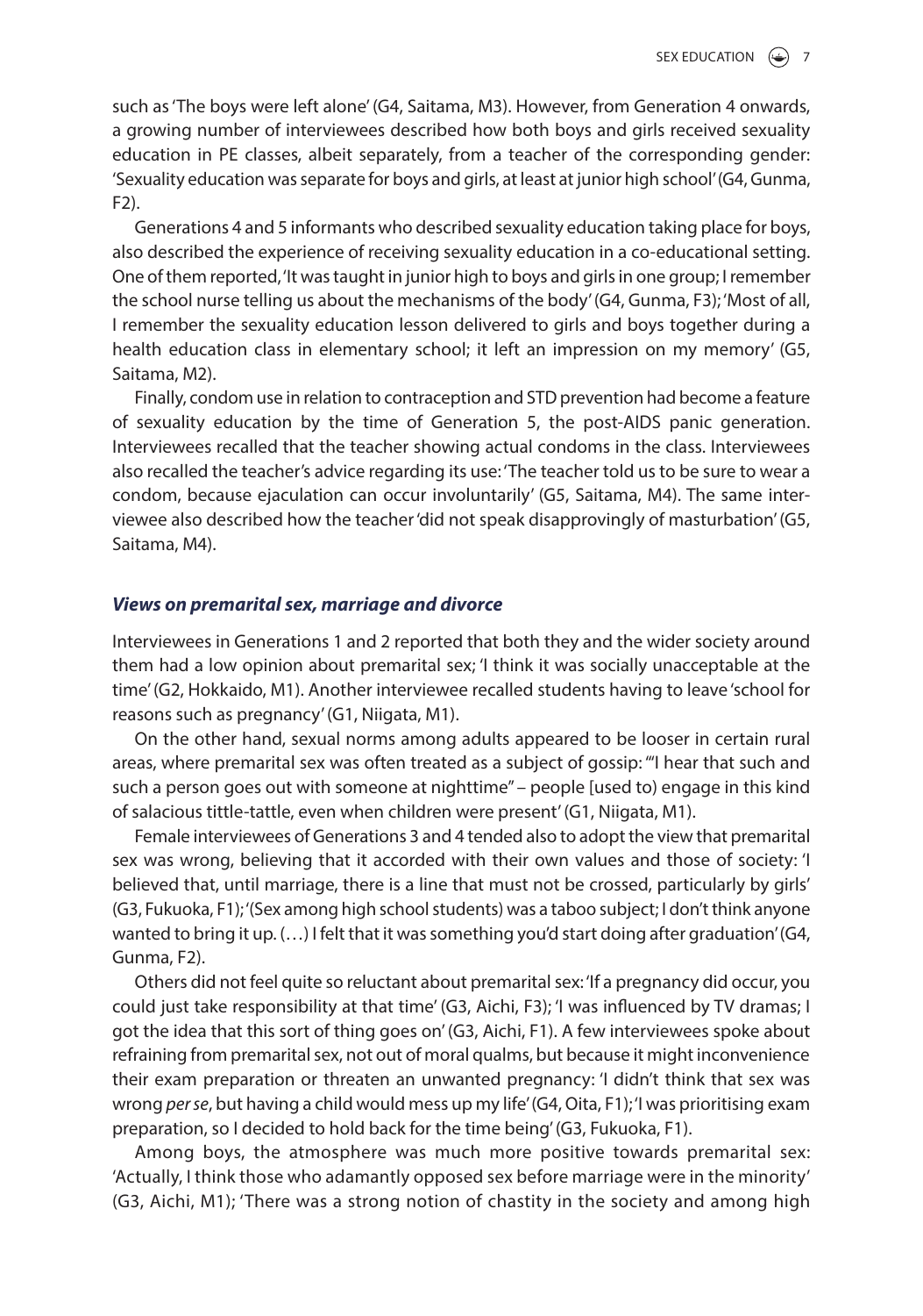such as 'The boys were left alone' (G4, Saitama, M3). However, from Generation 4 onwards, a growing number of interviewees described how both boys and girls received sexuality education in PE classes, albeit separately, from a teacher of the corresponding gender: 'Sexuality education was separate for boys and girls, at least at junior high school' (G4, Gunma, F2).

Generations 4 and 5 informants who described sexuality education taking place for boys, also described the experience of receiving sexuality education in a co-educational setting. One of them reported, 'It was taught in junior high to boys and girls in one group; I remember the school nurse telling us about the mechanisms of the body' (G4, Gunma, F3); 'Most of all, I remember the sexuality education lesson delivered to girls and boys together during a health education class in elementary school; it left an impression on my memory' (G5, Saitama, M2).

Finally, condom use in relation to contraception and STD prevention had become a feature of sexuality education by the time of Generation 5, the post-AIDS panic generation. Interviewees recalled that the teacher showing actual condoms in the class. Interviewees also recalled the teacher's advice regarding its use: 'The teacher told us to be sure to wear a condom, because ejaculation can occur involuntarily' (G5, Saitama, M4). The same interviewee also described how the teacher 'did not speak disapprovingly of masturbation' (G5, Saitama, M4).

### *Views on premarital sex, marriage and divorce*

Interviewees in Generations 1 and 2 reported that both they and the wider society around them had a low opinion about premarital sex; 'I think it was socially unacceptable at the time' (G2, Hokkaido, M1). Another interviewee recalled students having to leave 'school for reasons such as pregnancy' (G1, Niigata, M1).

On the other hand, sexual norms among adults appeared to be looser in certain rural areas, where premarital sex was often treated as a subject of gossip: '"I hear that such and such a person goes out with someone at nighttime" – people [used to] engage in this kind of salacious tittle-tattle, even when children were present' (G1, Niigata, M1).

Female interviewees of Generations 3 and 4 tended also to adopt the view that premarital sex was wrong, believing that it accorded with their own values and those of society: 'I believed that, until marriage, there is a line that must not be crossed, particularly by girls' (G3, Fukuoka, F1); '(Sex among high school students) was a taboo subject; I don't think anyone wanted to bring it up. (…) I felt that it was something you'd start doing after graduation' (G4, Gunma, F2).

Others did not feel quite so reluctant about premarital sex: 'If a pregnancy did occur, you could just take responsibility at that time' (G3, Aichi, F3); 'I was influenced by TV dramas; I got the idea that this sort of thing goes on' (G3, Aichi, F1). A few interviewees spoke about refraining from premarital sex, not out of moral qualms, but because it might inconvenience their exam preparation or threaten an unwanted pregnancy: 'I didn't think that sex was wrong *per se*, but having a child would mess up my life' (G4, Oita, F1); 'I was prioritising exam preparation, so I decided to hold back for the time being' (G3, Fukuoka, F1).

Among boys, the atmosphere was much more positive towards premarital sex: 'Actually, I think those who adamantly opposed sex before marriage were in the minority' (G3, Aichi, M1); 'There was a strong notion of chastity in the society and among high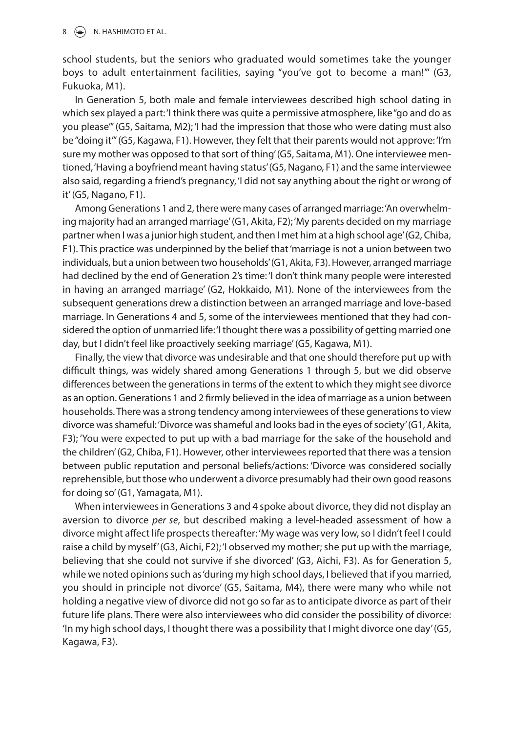school students, but the seniors who graduated would sometimes take the younger boys to adult entertainment facilities, saying "you've got to become a man!"' (G3, Fukuoka, M1).

In Generation 5, both male and female interviewees described high school dating in which sex played a part: 'I think there was quite a permissive atmosphere, like "go and do as you please"' (G5, Saitama, M2); 'I had the impression that those who were dating must also be "doing it"' (G5, Kagawa, F1). However, they felt that their parents would not approve: 'I'm sure my mother was opposed to that sort of thing' (G5, Saitama, M1). One interviewee mentioned, 'Having a boyfriend meant having status' (G5, Nagano, F1) and the same interviewee also said, regarding a friend's pregnancy, 'I did not say anything about the right or wrong of it' (G5, Nagano, F1).

Among Generations 1 and 2, there were many cases of arranged marriage: 'An overwhelming majority had an arranged marriage' (G1, Akita, F2); 'My parents decided on my marriage partner when I was a junior high student, and then I met him at a high school age' (G2, Chiba, F1). This practice was underpinned by the belief that 'marriage is not a union between two individuals, but a union between two households' (G1, Akita, F3). However, arranged marriage had declined by the end of Generation 2's time: 'I don't think many people were interested in having an arranged marriage' (G2, Hokkaido, M1). None of the interviewees from the subsequent generations drew a distinction between an arranged marriage and love-based marriage. In Generations 4 and 5, some of the interviewees mentioned that they had considered the option of unmarried life: 'I thought there was a possibility of getting married one day, but I didn't feel like proactively seeking marriage' (G5, Kagawa, M1).

Finally, the view that divorce was undesirable and that one should therefore put up with difficult things, was widely shared among Generations 1 through 5, but we did observe differences between the generations in terms of the extent to which they might see divorce as an option. Generations 1 and 2 firmly believed in the idea of marriage as a union between households. There was a strong tendency among interviewees of these generations to view divorce was shameful: 'Divorce was shameful and looks bad in the eyes of society' (G1, Akita, F3); 'You were expected to put up with a bad marriage for the sake of the household and the children' (G2, Chiba, F1). However, other interviewees reported that there was a tension between public reputation and personal beliefs/actions: 'Divorce was considered socially reprehensible, but those who underwent a divorce presumably had their own good reasons for doing so' (G1, Yamagata, M1).

When interviewees in Generations 3 and 4 spoke about divorce, they did not display an aversion to divorce *per se*, but described making a level-headed assessment of how a divorce might affect life prospects thereafter: 'My wage was very low, so I didn't feel I could raise a child by myself' (G3, Aichi, F2); 'I observed my mother; she put up with the marriage, believing that she could not survive if she divorced' (G3, Aichi, F3). As for Generation 5, while we noted opinions such as 'during my high school days, I believed that if you married, you should in principle not divorce' (G5, Saitama, M4), there were many who while not holding a negative view of divorce did not go so far as to anticipate divorce as part of their future life plans. There were also interviewees who did consider the possibility of divorce: 'In my high school days, I thought there was a possibility that I might divorce one day' (G5, Kagawa, F3).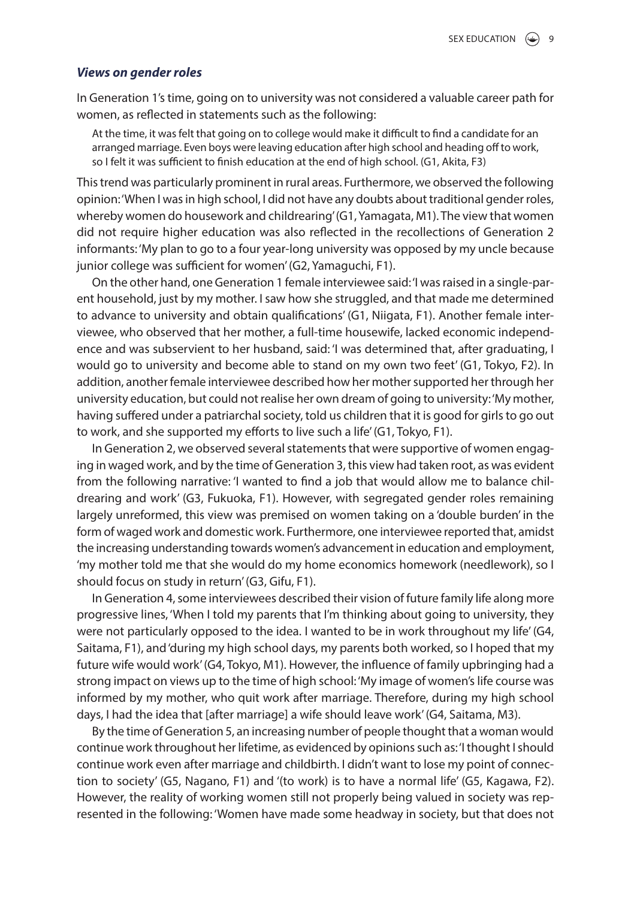### *Views on gender roles*

In Generation 1's time, going on to university was not considered a valuable career path for women, as reflected in statements such as the following:

> At the time, it was felt that going on to college would make it difficult to find a candidate for an arranged marriage. Even boys were leaving education after high school and heading off to work, so I felt it was sufficient to finish education at the end of high school. (G1, Akita, F3)

This trend was particularly prominent in rural areas. Furthermore, we observed the following opinion: 'When I was in high school, I did not have any doubts about traditional gender roles, whereby women do housework and childrearing' (G1, Yamagata, M1). The view that women did not require higher education was also reflected in the recollections of Generation 2 informants: 'My plan to go to a four year-long university was opposed by my uncle because junior college was sufficient for women' (G2, Yamaguchi, F1).

On the other hand, one Generation 1 female interviewee said: 'I was raised in a single-parent household, just by my mother. I saw how she struggled, and that made me determined to advance to university and obtain qualifications' (G1, Niigata, F1). Another female interviewee, who observed that her mother, a full-time housewife, lacked economic independence and was subservient to her husband, said: 'I was determined that, after graduating, I would go to university and become able to stand on my own two feet' (G1, Tokyo, F2). In addition, another female interviewee described how her mother supported her through her university education, but could not realise her own dream of going to university: 'My mother, having suffered under a patriarchal society, told us children that it is good for girls to go out to work, and she supported my efforts to live such a life' (G1, Tokyo, F1).

In Generation 2, we observed several statements that were supportive of women engaging in waged work, and by the time of Generation 3, this view had taken root, as was evident from the following narrative: 'I wanted to find a job that would allow me to balance childrearing and work' (G3, Fukuoka, F1). However, with segregated gender roles remaining largely unreformed, this view was premised on women taking on a 'double burden' in the form of waged work and domestic work. Furthermore, one interviewee reported that, amidst the increasing understanding towards women's advancement in education and employment, 'my mother told me that she would do my home economics homework (needlework), so I should focus on study in return' (G3, Gifu, F1).

In Generation 4, some interviewees described their vision of future family life along more progressive lines, 'When I told my parents that I'm thinking about going to university, they were not particularly opposed to the idea. I wanted to be in work throughout my life' (G4, Saitama, F1), and 'during my high school days, my parents both worked, so I hoped that my future wife would work' (G4, Tokyo, M1). However, the influence of family upbringing had a strong impact on views up to the time of high school: 'My image of women's life course was informed by my mother, who quit work after marriage. Therefore, during my high school days, I had the idea that [after marriage] a wife should leave work' (G4, Saitama, M3).

By the time of Generation 5, an increasing number of people thought that a woman would continue work throughout her lifetime, as evidenced by opinions such as: 'I thought I should continue work even after marriage and childbirth. I didn't want to lose my point of connection to society' (G5, Nagano, F1) and '(to work) is to have a normal life' (G5, Kagawa, F2). However, the reality of working women still not properly being valued in society was represented in the following: 'Women have made some headway in society, but that does not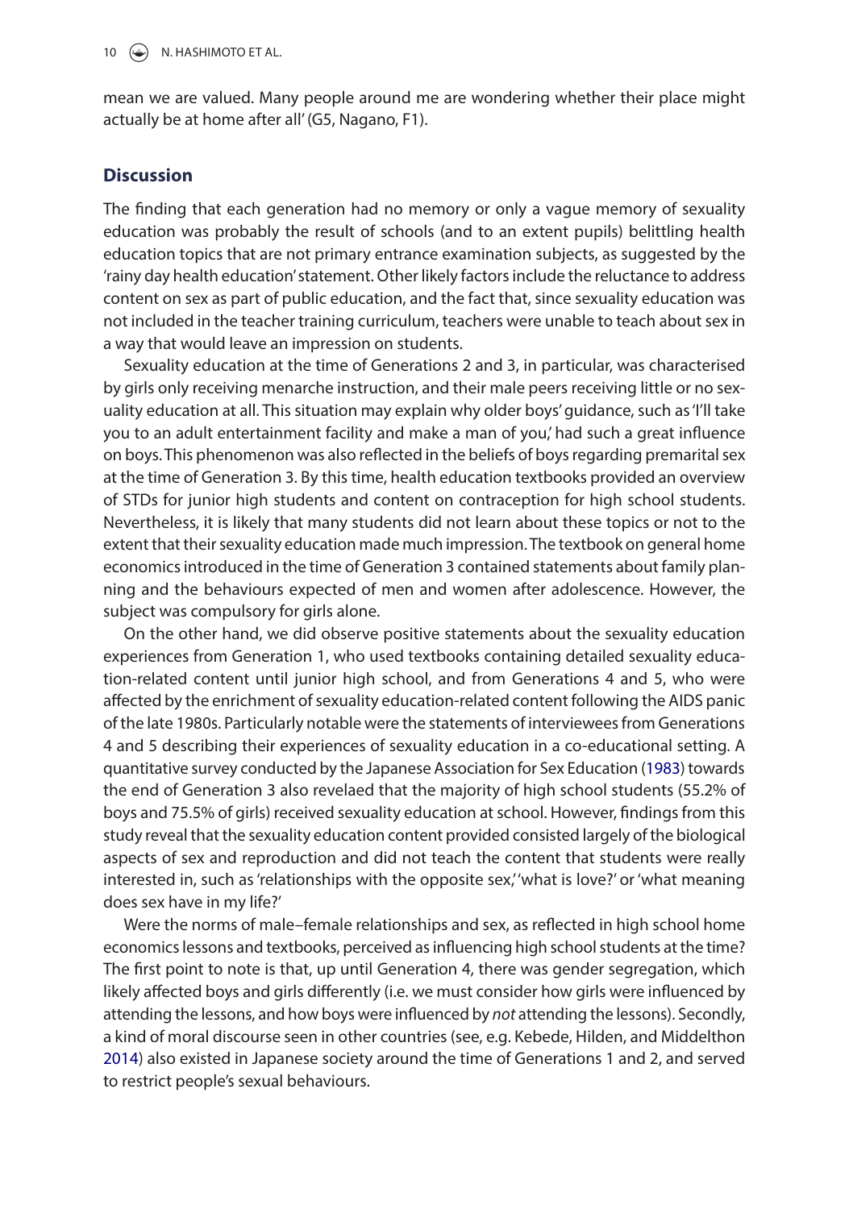mean we are valued. Many people around me are wondering whether their place might actually be at home after all' (G5, Nagano, F1).

## Discussion

The finding that each generation had no memory or only a vague memory of sexuality education was probably the result of schools (and to an extent pupils) belittling health education topics that are not primary entrance examination subjects, as suggested by the 'rainy day health education' statement. Other likely factors include the reluctance to address content on sex as part of public education, and the fact that, since sexuality education was not included in the teacher training curriculum, teachers were unable to teach about sex in a way that would leave an impression on students.

Sexuality education at the time of Generations 2 and 3, in particular, was characterised by girls only receiving menarche instruction, and their male peers receiving little or no sexuality education at all. This situation may explain why older boys' guidance, such as 'I'll take you to an adult entertainment facility and make a man of you,' had such a great influence on boys. This phenomenon was also reflected in the beliefs of boys regarding premarital sex at the time of Generation 3. By this time, health education textbooks provided an overview of STDs for junior high students and content on contraception for high school students. Nevertheless, it is likely that many students did not learn about these topics or not to the extent that their sexuality education made much impression. The textbook on general home economics introduced in the time of Generation 3 contained statements about family planning and the behaviours expected of men and women after adolescence. However, the subject was compulsory for girls alone.

On the other hand, we did observe positive statements about the sexuality education experiences from Generation 1, who used textbooks containing detailed sexuality education-related content until junior high school, and from Generations 4 and 5, who were affected by the enrichment of sexuality education-related content following the AIDS panic of the late 1980s. Particularly notable were the statements of interviewees from Generations 4 and 5 describing their experiences of sexuality education in a co-educational setting. A quantitative survey conducted by the Japanese Association for Sex Education (1983) towards the end of Generation 3 also revelaed that the majority of high school students (55.2% of boys and 75.5% of girls) received sexuality education at school. However, findings from this study reveal that the sexuality education content provided consisted largely of the biological aspects of sex and reproduction and did not teach the content that students were really interested in, such as 'relationships with the opposite sex,' 'what is love?' or 'what meaning does sex have in my life?'

Were the norms of male–female relationships and sex, as reflected in high school home economics lessons and textbooks, perceived as influencing high school students at the time? The first point to note is that, up until Generation 4, there was gender segregation, which likely affected boys and girls differently (i.e. we must consider how girls were influenced by attending the lessons, and how boys were influenced by *not* attending the lessons). Secondly, a kind of moral discourse seen in other countries (see, e.g. Kebede, Hilden, and Middelthon 2014) also existed in Japanese society around the time of Generations 1 and 2, and served to restrict people's sexual behaviours.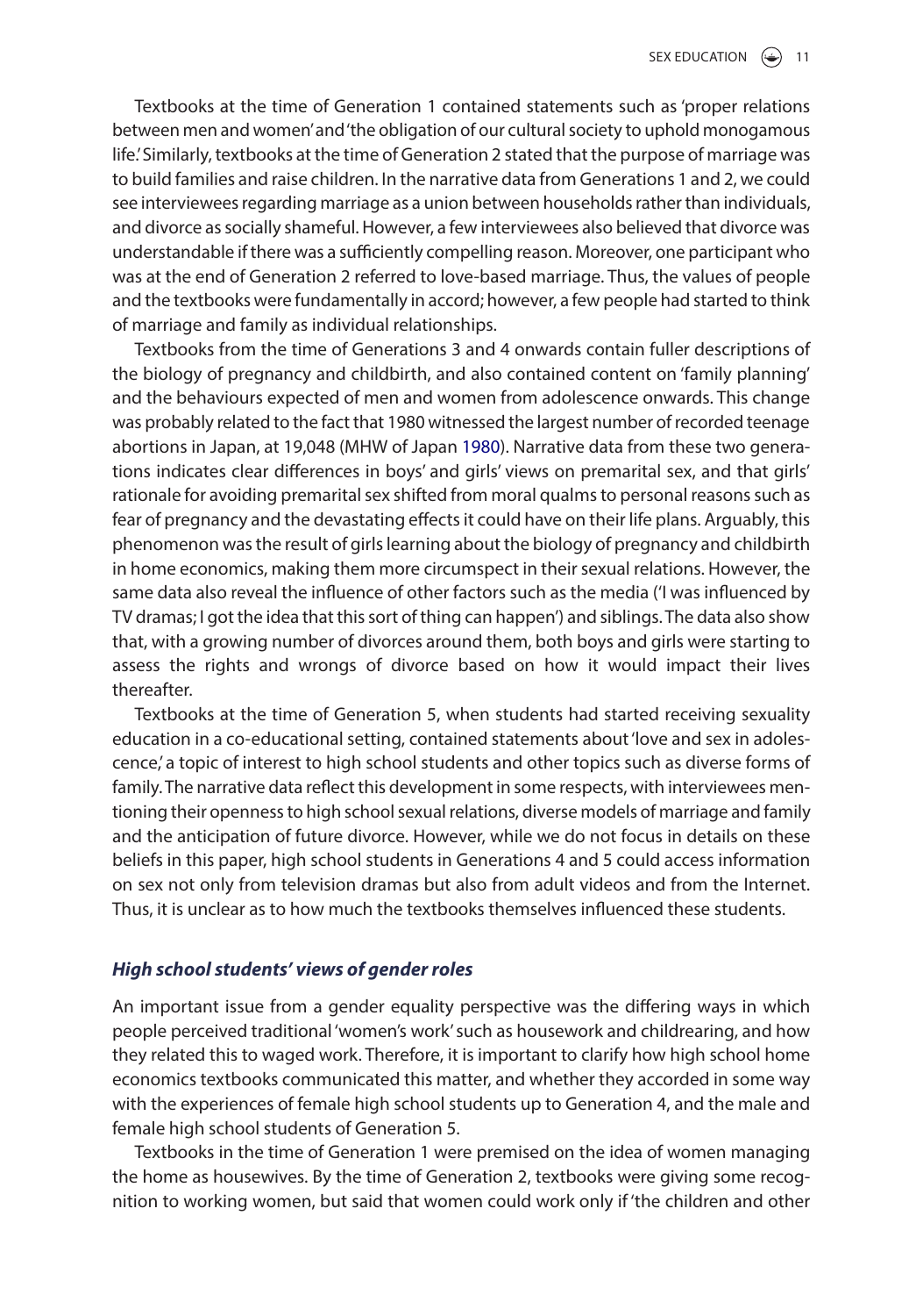Textbooks at the time of Generation 1 contained statements such as 'proper relations between men and women' and 'the obligation of our cultural society to uphold monogamous life.' Similarly, textbooks at the time of Generation 2 stated that the purpose of marriage was to build families and raise children. In the narrative data from Generations 1 and 2, we could see interviewees regarding marriage as a union between households rather than individuals, and divorce as socially shameful. However, a few interviewees also believed that divorce was understandable if there was a sufficiently compelling reason. Moreover, one participant who was at the end of Generation 2 referred to love-based marriage. Thus, the values of people and the textbooks were fundamentally in accord; however, a few people had started to think of marriage and family as individual relationships.

Textbooks from the time of Generations 3 and 4 onwards contain fuller descriptions of the biology of pregnancy and childbirth, and also contained content on 'family planning' and the behaviours expected of men and women from adolescence onwards. This change was probably related to the fact that 1980 witnessed the largest number of recorded teenage abortions in Japan, at 19,048 (MHW of Japan 1980). Narrative data from these two generations indicates clear differences in boys' and girls' views on premarital sex, and that girls' rationale for avoiding premarital sex shifted from moral qualms to personal reasons such as fear of pregnancy and the devastating effects it could have on their life plans. Arguably, this phenomenon was the result of girls learning about the biology of pregnancy and childbirth in home economics, making them more circumspect in their sexual relations. However, the same data also reveal the influence of other factors such as the media ('I was influenced by TV dramas; I got the idea that this sort of thing can happen') and siblings. The data also show that, with a growing number of divorces around them, both boys and girls were starting to assess the rights and wrongs of divorce based on how it would impact their lives thereafter.

Textbooks at the time of Generation 5, when students had started receiving sexuality education in a co-educational setting, contained statements about 'love and sex in adolescence,' a topic of interest to high school students and other topics such as diverse forms of family. The narrative data reflect this development in some respects, with interviewees mentioning their openness to high school sexual relations, diverse models of marriage and family and the anticipation of future divorce. However, while we do not focus in details on these beliefs in this paper, high school students in Generations 4 and 5 could access information on sex not only from television dramas but also from adult videos and from the Internet. Thus, it is unclear as to how much the textbooks themselves influenced these students.

### *High school students' views of gender roles*

An important issue from a gender equality perspective was the differing ways in which people perceived traditional 'women's work' such as housework and childrearing, and how they related this to waged work. Therefore, it is important to clarify how high school home economics textbooks communicated this matter, and whether they accorded in some way with the experiences of female high school students up to Generation 4, and the male and female high school students of Generation 5.

Textbooks in the time of Generation 1 were premised on the idea of women managing the home as housewives. By the time of Generation 2, textbooks were giving some recognition to working women, but said that women could work only if 'the children and other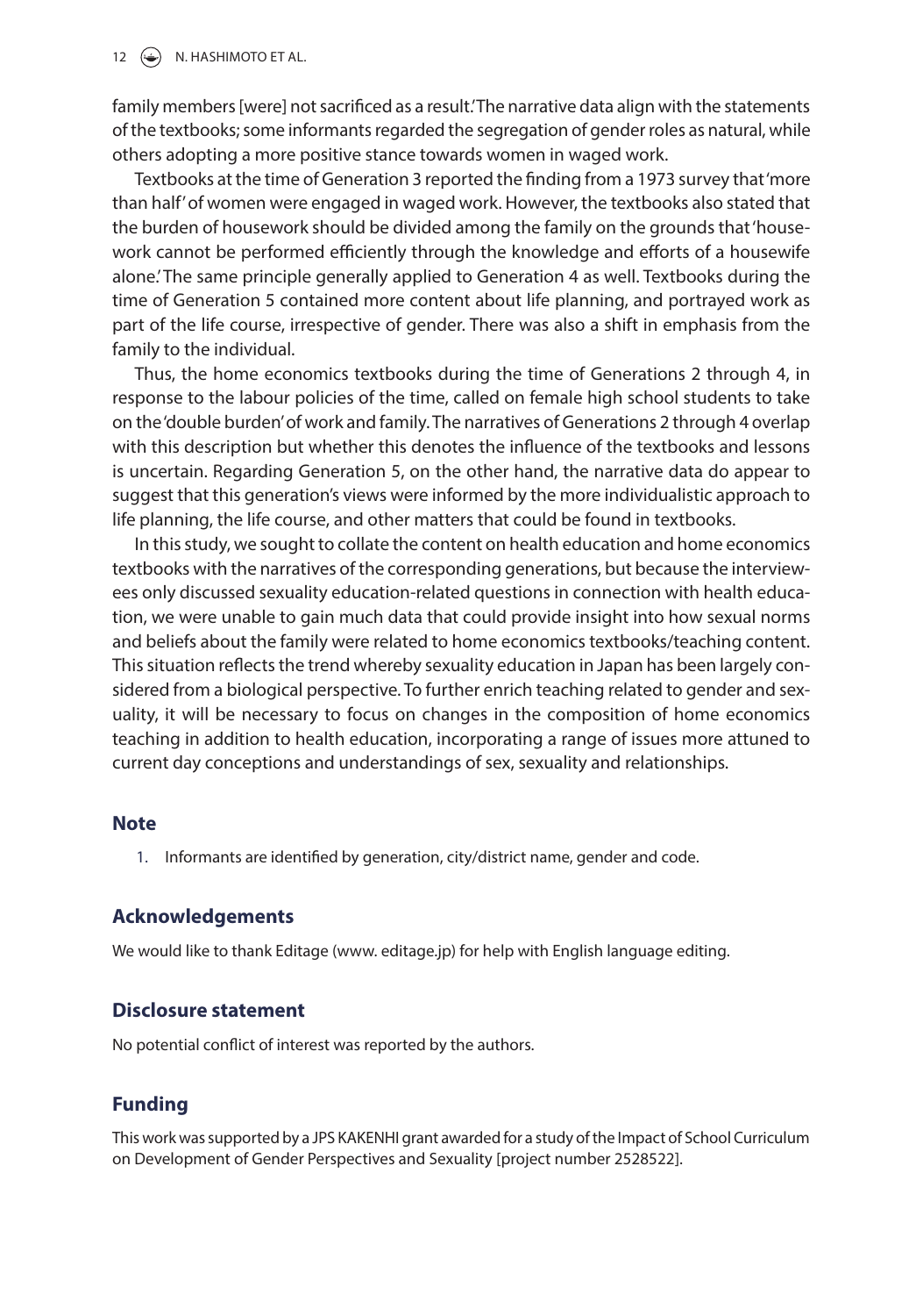family members [were] not sacrificed as a result.' The narrative data align with the statements of the textbooks; some informants regarded the segregation of gender roles as natural, while others adopting a more positive stance towards women in waged work.

Textbooks at the time of Generation 3 reported the finding from a 1973 survey that 'more than half' of women were engaged in waged work. However, the textbooks also stated that the burden of housework should be divided among the family on the grounds that 'housework cannot be performed efficiently through the knowledge and efforts of a housewife alone.' The same principle generally applied to Generation 4 as well. Textbooks during the time of Generation 5 contained more content about life planning, and portrayed work as part of the life course, irrespective of gender. There was also a shift in emphasis from the family to the individual.

Thus, the home economics textbooks during the time of Generations 2 through 4, in response to the labour policies of the time, called on female high school students to take on the 'double burden' of work and family. The narratives of Generations 2 through 4 overlap with this description but whether this denotes the influence of the textbooks and lessons is uncertain. Regarding Generation 5, on the other hand, the narrative data do appear to suggest that this generation's views were informed by the more individualistic approach to life planning, the life course, and other matters that could be found in textbooks.

In this study, we sought to collate the content on health education and home economics textbooks with the narratives of the corresponding generations, but because the interviewees only discussed sexuality education-related questions in connection with health education, we were unable to gain much data that could provide insight into how sexual norms and beliefs about the family were related to home economics textbooks/teaching content. This situation reflects the trend whereby sexuality education in Japan has been largely considered from a biological perspective. To further enrich teaching related to gender and sexuality, it will be necessary to focus on changes in the composition of home economics teaching in addition to health education, incorporating a range of issues more attuned to current day conceptions and understandings of sex, sexuality and relationships.

## Note

1. Informants are identified by generation, city/district name, gender and code.

## Acknowledgements

We would like to thank Editage (www. editage.jp) for help with English language editing.

## Disclosure statement

No potential conflict of interest was reported by the authors.

## Funding

This work was supported by a JPS KAKENHI grant awarded for a study of the Impact of School Curriculum on Development of Gender Perspectives and Sexuality [project number 2528522].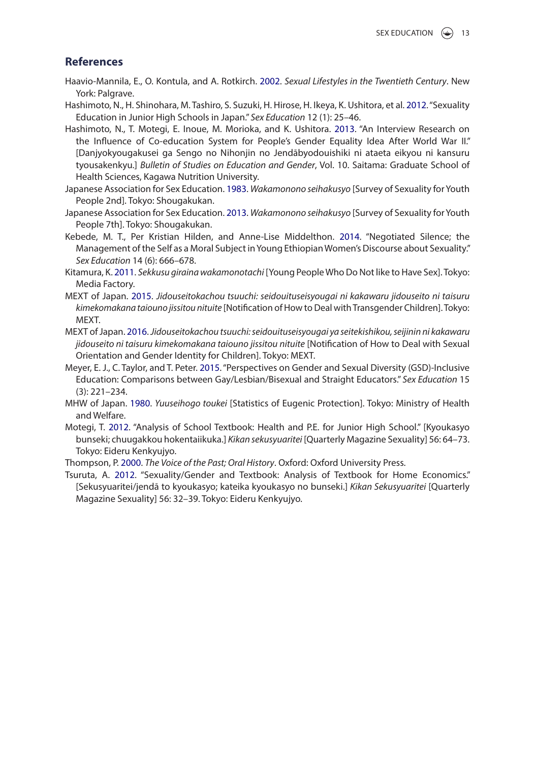## References

Haavio-Mannila, E., O. Kontula, and A. Rotkirch. 2002. *Sexual Lifestyles in the Twentieth Century*. New York: Palgrave.

Hashimoto, N., H. Shinohara, M. Tashiro, S. Suzuki, H. Hirose, H. Ikeya, K. Ushitora, et al. 2012. "Sexuality Education in Junior High Schools in Japan." *Sex Education* 12 (1): 25–46.

Hashimoto, N., T. Motegi, E. Inoue, M. Morioka, and K. Ushitora. 2013. "An Interview Research on the Influence of Co-education System for People's Gender Equality Idea After World War II." [Danjyokyougakusei ga Sengo no Nihonjin no Jendābyodouishiki ni ataeta eikyou ni kansuru tyousakenkyu.] *Bulletin of Studies on Education and Gender*, Vol. 10. Saitama: Graduate School of Health Sciences, Kagawa Nutrition University.

Japanese Association for Sex Education. 1983. *Wakamonono seihakusyo* [Survey of Sexuality for Youth People 2nd]. Tokyo: Shougakukan.

Japanese Association for Sex Education. 2013. *Wakamonono seihakusyo* [Survey of Sexuality for Youth People 7th]. Tokyo: Shougakukan.

Kebede, M. T., Per Kristian Hilden, and Anne-Lise Middelthon. 2014. "Negotiated Silence; the Management of the Self as a Moral Subject in Young Ethiopian Women's Discourse about Sexuality." *Sex Education* 14 (6): 666–678.

Kitamura, K. 2011. *Sekkusu giraina wakamonotachi* [Young People Who Do Not like to Have Sex]. Tokyo: Media Factory.

MEXT of Japan. 2015. *Jidouseitokachou tsuuchi: seidouituseisyougai ni kakawaru jidouseito ni taisuru kimekomakana taiouno jissitou nituite* [Notification of How to Deal with Transgender Children]. Tokyo: MEXT.

MEXT of Japan. 2016. *Jidouseitokachou tsuuchi: seidouituseisyougai ya seitekishikou, seijinin ni kakawaru jidouseito ni taisuru kimekomakana taiouno jissitou nituite* [Notification of How to Deal with Sexual Orientation and Gender Identity for Children]. Tokyo: MEXT.

Meyer, E. J., C. Taylor, and T. Peter. 2015. "Perspectives on Gender and Sexual Diversity (GSD)-Inclusive Education: Comparisons between Gay/Lesbian/Bisexual and Straight Educators." *Sex Education* 15 (3): 221–234.

MHW of Japan. 1980. *Yuuseihogo toukei* [Statistics of Eugenic Protection]. Tokyo: Ministry of Health and Welfare.

Motegi, T. 2012. "Analysis of School Textbook: Health and P.E. for Junior High School." [Kyoukasyo bunseki; chuugakkou hokentaiikuka.] *Kikan sekusyuaritei* [Quarterly Magazine Sexuality] 56: 64–73. Tokyo: Eideru Kenkyujyo.

Thompson, P. 2000. *The Voice of the Past; Oral History*. Oxford: Oxford University Press.

Tsuruta, A. 2012. "Sexuality/Gender and Textbook: Analysis of Textbook for Home Economics." [Sekusyuaritei/jendā to kyoukasyo; kateika kyoukasyo no bunseki.] *Kikan Sekusyuaritei* [Quarterly Magazine Sexuality] 56: 32–39. Tokyo: Eideru Kenkyujyo.